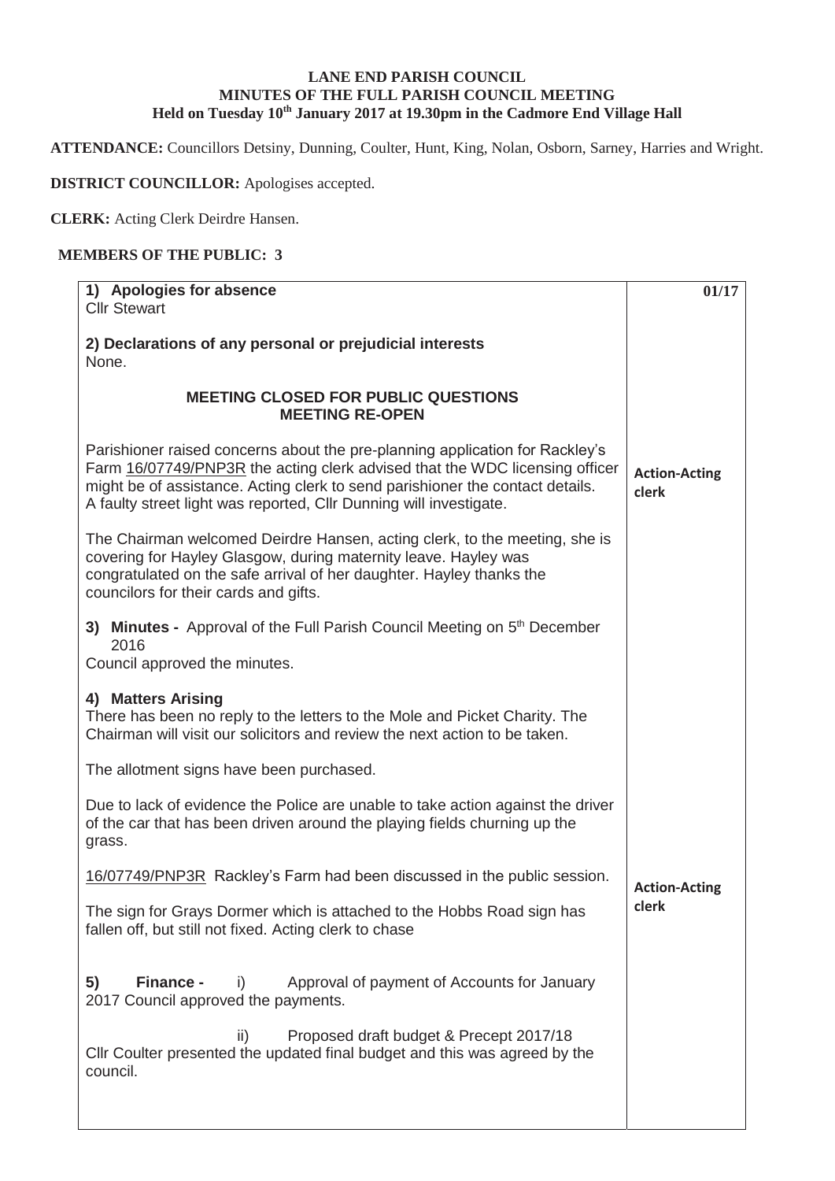**LANE END PARISH COUNCIL**
**MINUTES OF THE FULL PARISH COUNCIL MEETING**
**Held on Tuesday 10th January 2017 at 19.30pm in the Cadmore End Village Hall**

**ATTENDANCE:** Councillors Detsiny, Dunning, Coulter, Hunt, King, Nolan, Osborn, Sarney, Harries and Wright.

**DISTRICT COUNCILLOR:** Apologises accepted.

**CLERK:** Acting Clerk Deirdre Hansen.

**MEMBERS OF THE PUBLIC: 3**

| | **01/17** |
|---|---|
| **1) Apologies for absence**<br>Cllr Stewart | |
| **2) Declarations of any personal or prejudicial interests**<br>None. | |
| **MEETING CLOSED FOR PUBLIC QUESTIONS**<br>**MEETING RE-OPEN** | |
| Parishioner raised concerns about the pre-planning application for Rackley's Farm 16/07749/PNP3R the acting clerk advised that the WDC licensing officer might be of assistance. Acting clerk to send parishioner the contact details. A faulty street light was reported, Cllr Dunning will investigate. | **Action-Acting clerk** |
| The Chairman welcomed Deirdre Hansen, acting clerk, to the meeting, she is covering for Hayley Glasgow, during maternity leave. Hayley was congratulated on the safe arrival of her daughter. Hayley thanks the councilors for their cards and gifts. | |
| **3) Minutes -** Approval of the Full Parish Council Meeting on 5th December 2016<br>Council approved the minutes. | |
| **4) Matters Arising**<br>There has been no reply to the letters to the Mole and Picket Charity. The Chairman will visit our solicitors and review the next action to be taken. | |
| The allotment signs have been purchased. | |
| Due to lack of evidence the Police are unable to take action against the driver of the car that has been driven around the playing fields churning up the grass. | |
| 16/07749/PNP3R Rackley's Farm had been discussed in the public session. | |
| The sign for Grays Dormer which is attached to the Hobbs Road sign has fallen off, but still not fixed. Acting clerk to chase | **Action-Acting clerk** |
| **5) Finance -** i) Approval of payment of Accounts for January 2017 Council approved the payments. | |
| ii) Proposed draft budget & Precept 2017/18<br>Cllr Coulter presented the updated final budget and this was agreed by the council. | |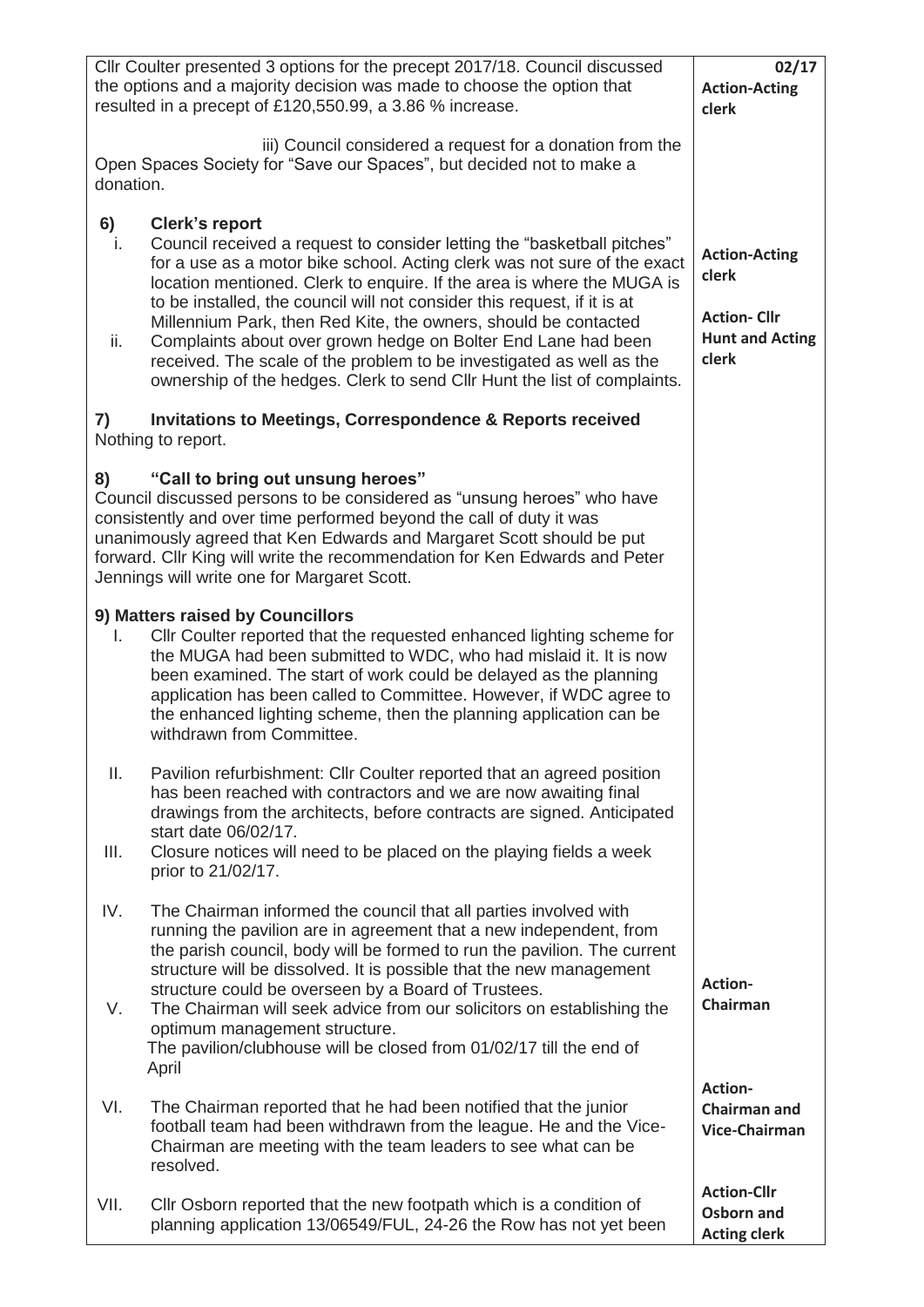| | |
|---|---|
| Cllr Coulter presented 3 options for the precept 2017/18. Council discussed the options and a majority decision was made to choose the option that resulted in a precept of £120,550.99, a 3.86 % increase.<br><br>iii) Council considered a request for a donation from the Open Spaces Society for "Save our Spaces", but decided not to make a donation. | **02/17**<br>**Action-Acting clerk** |
| **6) Clerk's report**<br>i. Council received a request to consider letting the "basketball pitches" for a use as a motor bike school. Acting clerk was not sure of the exact location mentioned. Clerk to enquire. If the area is where the MUGA is to be installed, the council will not consider this request, if it is at Millennium Park, then Red Kite, the owners, should be contacted<br>ii. Complaints about over grown hedge on Bolter End Lane had been received. The scale of the problem to be investigated as well as the ownership of the hedges. Clerk to send Cllr Hunt the list of complaints. | **Action-Acting clerk**<br><br>**Action- Cllr Hunt and Acting clerk** |
| **7) Invitations to Meetings, Correspondence & Reports received**<br>Nothing to report. | |
| **8) "Call to bring out unsung heroes"**<br>Council discussed persons to be considered as "unsung heroes" who have consistently and over time performed beyond the call of duty it was unanimously agreed that Ken Edwards and Margaret Scott should be put forward. Cllr King will write the recommendation for Ken Edwards and Peter Jennings will write one for Margaret Scott. | |
| **9) Matters raised by Councillors**<br>I. Cllr Coulter reported that the requested enhanced lighting scheme for the MUGA had been submitted to WDC, who had mislaid it. It is now been examined. The start of work could be delayed as the planning application has been called to Committee. However, if WDC agree to the enhanced lighting scheme, then the planning application can be withdrawn from Committee.<br><br>II. Pavilion refurbishment: Cllr Coulter reported that an agreed position has been reached with contractors and we are now awaiting final drawings from the architects, before contracts are signed. Anticipated start date 06/02/17.<br>III. Closure notices will need to be placed on the playing fields a week prior to 21/02/17.<br><br>IV. The Chairman informed the council that all parties involved with running the pavilion are in agreement that a new independent, from the parish council, body will be formed to run the pavilion. The current structure will be dissolved. It is possible that the new management structure could be overseen by a Board of Trustees.<br>V. The Chairman will seek advice from our solicitors on establishing the optimum management structure.<br>The pavilion/clubhouse will be closed from 01/02/17 till the end of April<br><br>VI. The Chairman reported that he had been notified that the junior football team had been withdrawn from the league. He and the Vice-Chairman are meeting with the team leaders to see what can be resolved.<br><br>VII. Cllr Osborn reported that the new footpath which is a condition of planning application 13/06549/FUL, 24-26 the Row has not yet been | **Action-Chairman**<br><br>**Action-Chairman and Vice-Chairman**<br><br>**Action-Cllr Osborn and Acting clerk** |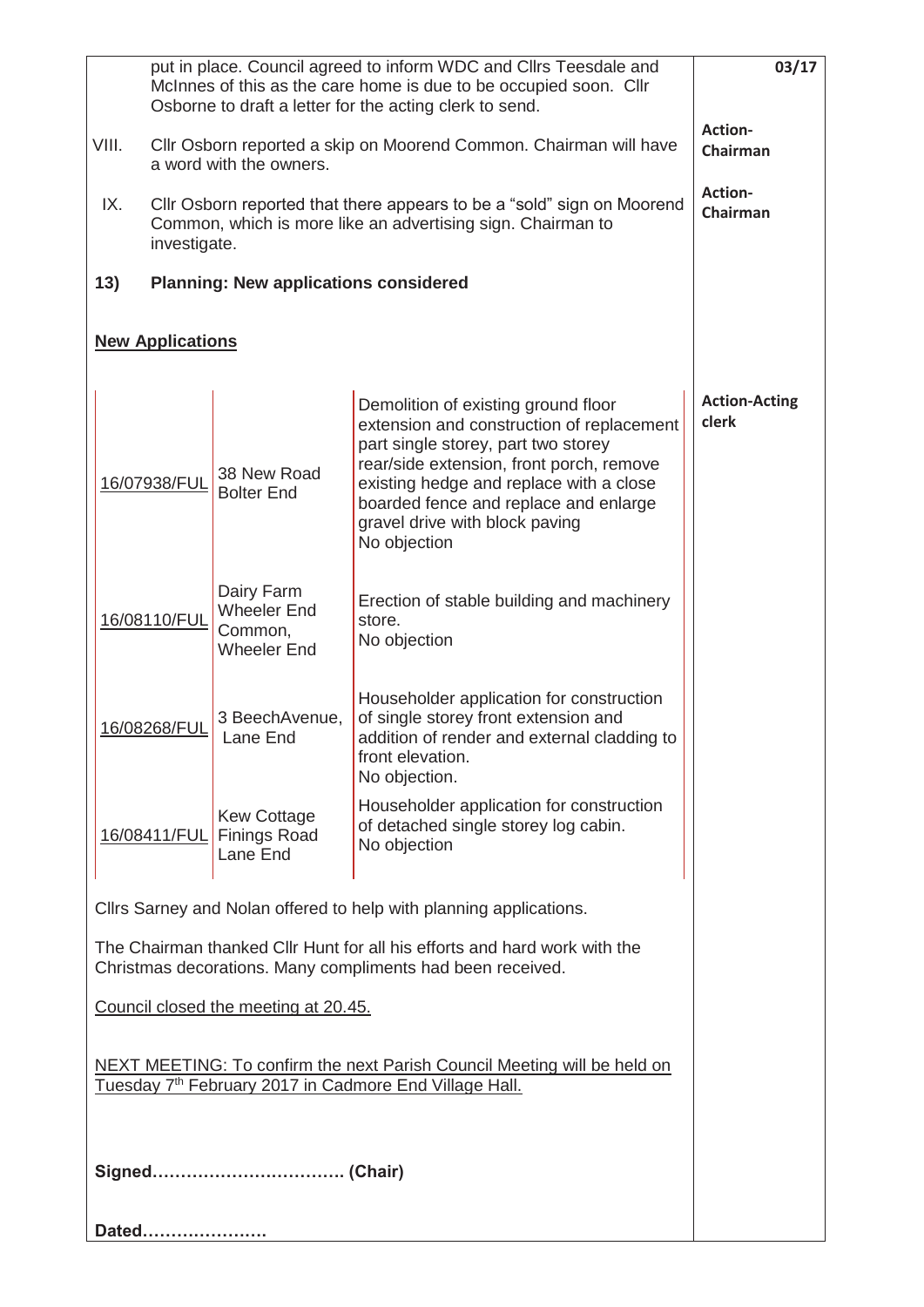put in place. Council agreed to inform WDC and Cllrs Teesdale and McInnes of this as the care home is due to be occupied soon. Cllr Osborne to draft a letter for the acting clerk to send.

VIII. Cllr Osborn reported a skip on Moorend Common. Chairman will have a word with the owners. **Action- Chairman**

IX. Cllr Osborn reported that there appears to be a "sold" sign on Moorend Common, which is more like an advertising sign. Chairman to investigate. **Action- Chairman**

**13) Planning: New applications considered**

**New Applications**

**Action-Acting clerk**

| | | |
|---|---|---|
| 16/07938/FUL | 38 New Road Bolter End | Demolition of existing ground floor extension and construction of replacement part single storey, part two storey rear/side extension, front porch, remove existing hedge and replace with a close boarded fence and replace and enlarge gravel drive with block paving<br>No objection |
| 16/08110/FUL | Dairy Farm Wheeler End Common, Wheeler End | Erection of stable building and machinery store.<br>No objection |
| 16/08268/FUL | 3 BeechAvenue, Lane End | Householder application for construction of single storey front extension and addition of render and external cladding to front elevation.<br>No objection. |
| 16/08411/FUL | Kew Cottage Finings Road Lane End | Householder application for construction of detached single storey log cabin.<br>No objection |

Cllrs Sarney and Nolan offered to help with planning applications.

The Chairman thanked Cllr Hunt for all his efforts and hard work with the Christmas decorations. Many compliments had been received.

Council closed the meeting at 20.45.

NEXT MEETING: To confirm the next Parish Council Meeting will be held on Tuesday 7th February 2017 in Cadmore End Village Hall.

**Signed…………………………… (Chair)**

**Dated………………….**